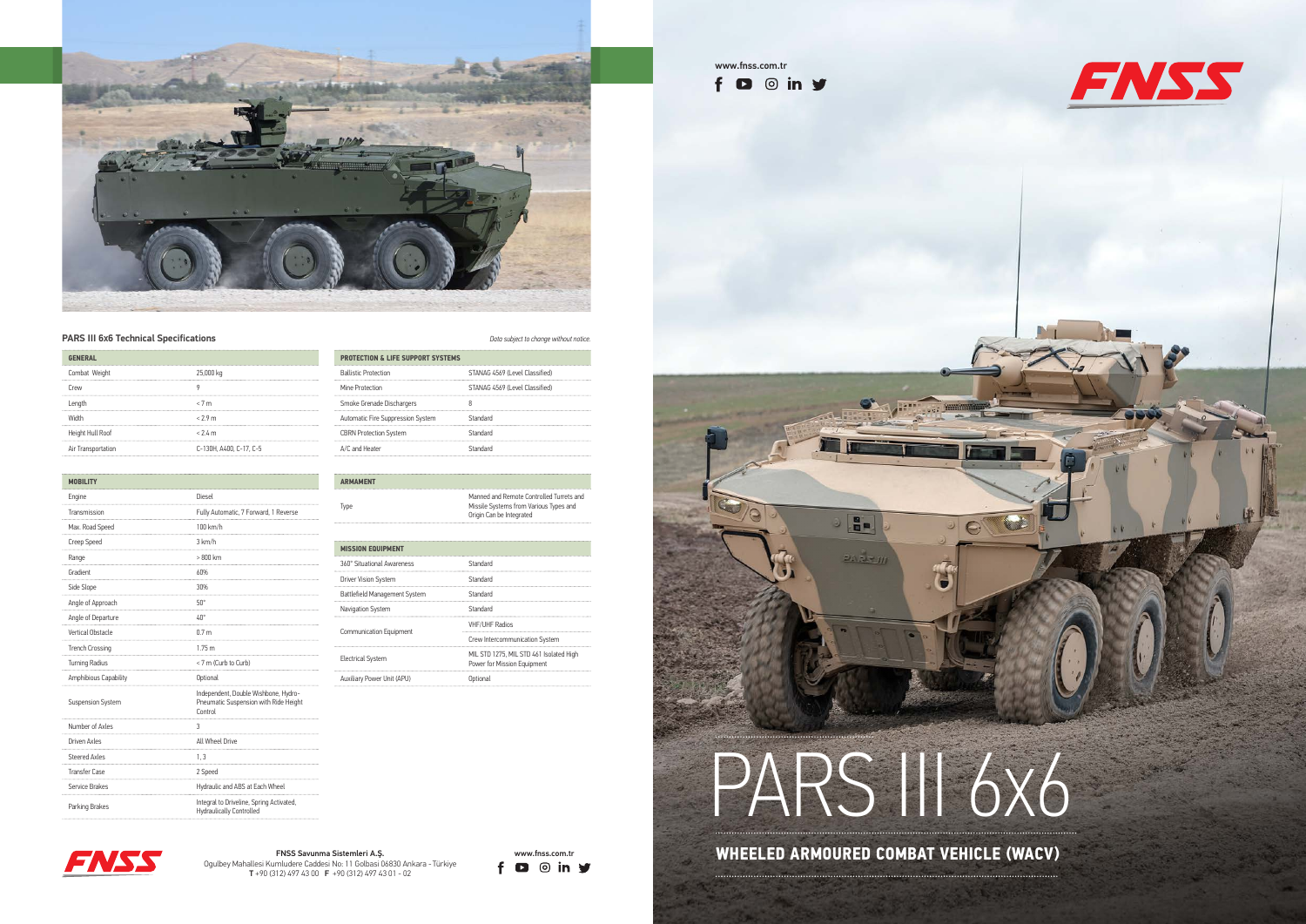# PARS III 6x6

## WHEELED ARMOURED COMBAT VEHICLE (WACV)

www.fnss.com.tr

### PARS III 6x6 Technical Specifications

*Data subject to change without notice.*

| GENERAL | |
|---|---|
| Combat Weight | 25,000 kg |
| Crew | 9 |
| Length | < 7 m |
| Width | < 2.9 m |
| Height Hull Roof | < 2.4 m |
| Air Transportation | C-130H, A400, C-17, C-5 |

| MOBILITY | |
|---|---|
| Engine | Diesel |
| Transmission | Fully Automatic, 7 Forward, 1 Reverse |
| Max. Road Speed | 100 km/h |
| Creep Speed | 3 km/h |
| Range | > 800 km |
| Gradient | 60% |
| Side Slope | 30% |
| Angle of Approach | 50° |
| Angle of Departure | 40° |
| Vertical Obstacle | 0.7 m |
| Trench Crossing | 1.75 m |
| Turning Radius | < 7 m (Curb to Curb) |
| Amphibious Capability | Optional |
| Suspension System | Independent, Double Wishbone, Hydro-Pneumatic Suspension with Ride Height Control |
| Number of Axles | 3 |
| Driven Axles | All Wheel Drive |
| Steered Axles | 1, 3 |
| Transfer Case | 2 Speed |
| Service Brakes | Hydraulic and ABS at Each Wheel |
| Parking Brakes | Integral to Driveline, Spring Activated, Hydraulically Controlled |

| PROTECTION & LIFE SUPPORT SYSTEMS | |
|---|---|
| Ballistic Protection | STANAG 4569 (Level Classified) |
| Mine Protection | STANAG 4569 (Level Classified) |
| Smoke Grenade Dischargers | 8 |
| Automatic Fire Suppression System | Standard |
| CBRN Protection System | Standard |
| A/C and Heater | Standard |

| ARMAMENT | |
|---|---|
| Type | Manned and Remote Controlled Turrets and Missile Systems from Various Types and Origin Can be Integrated |

| MISSION EQUIPMENT | |
|---|---|
| 360° Situational Awareness | Standard |
| Driver Vision System | Standard |
| Battlefield Management System | Standard |
| Navigation System | Standard |
| Communication Equipment | VHF/UHF Radios |
| | Crew Intercommunication System |
| Electrical System | MIL STD 1275, MIL STD 461 Isolated High Power for Mission Equipment |
| Auxiliary Power Unit (APU) | Optional |

**FNSS Savunma Sistemleri A.Ş.**
Ogulbey Mahallesi Kumludere Caddesi No: 11 Golbasi 06830 Ankara - Türkiye
**T** +90 (312) 497 43 00 **F** +90 (312) 497 43 01 - 02

www.fnss.com.tr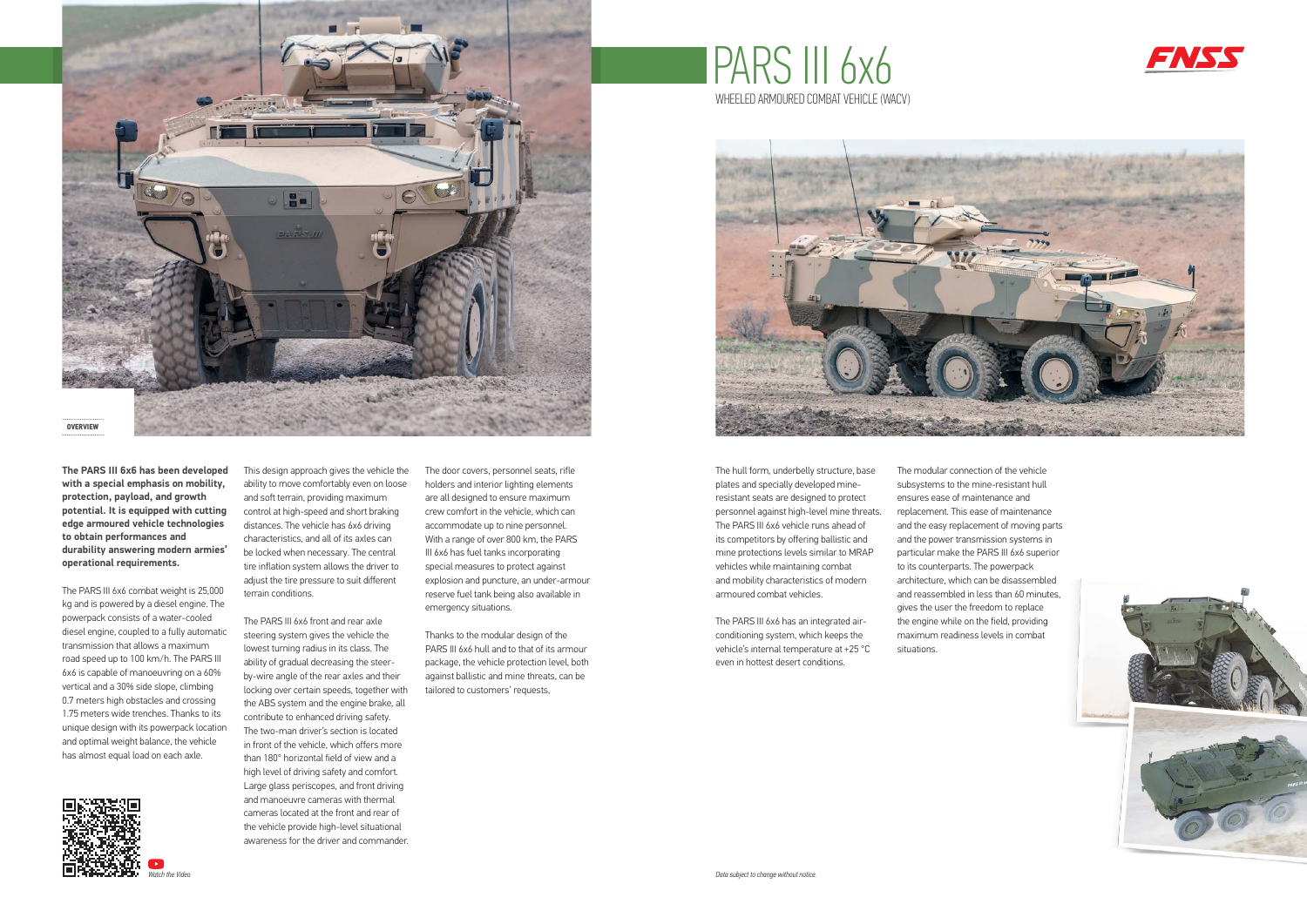# PARS III 6x6

## WHEELED ARMOURED COMBAT VEHICLE (WACV)

FNSS

OVERVIEW

**The PARS III 6x6 has been developed with a special emphasis on mobility, protection, payload, and growth potential. It is equipped with cutting edge armoured vehicle technologies to obtain performances and durability answering modern armies' operational requirements.**

The PARS III 6x6 combat weight is 25,000 kg and is powered by a diesel engine. The powerpack consists of a water-cooled diesel engine, coupled to a fully automatic transmission that allows a maximum road speed up to 100 km/h. The PARS III 6x6 is capable of manoeuvring on a 60% vertical and a 30% side slope, climbing 0.7 meters high obstacles and crossing 1.75 meters wide trenches. Thanks to its unique design with its powerpack location and optimal weight balance, the vehicle has almost equal load on each axle.

This design approach gives the vehicle the ability to move comfortably even on loose and soft terrain, providing maximum control at high-speed and short braking distances. The vehicle has 6x6 driving characteristics, and all of its axles can be locked when necessary. The central tire inflation system allows the driver to adjust the tire pressure to suit different terrain conditions.

The PARS III 6x6 front and rear axle steering system gives the vehicle the lowest turning radius in its class. The ability of gradual decreasing the steer-by-wire angle of the rear axles and their locking over certain speeds, together with the ABS system and the engine brake, all contribute to enhanced driving safety. The two-man driver's section is located in front of the vehicle, which offers more than 180° horizontal field of view and a high level of driving safety and comfort. Large glass periscopes, and front driving and manoeuvre cameras with thermal cameras located at the front and rear of the vehicle provide high-level situational awareness for the driver and commander.

The door covers, personnel seats, rifle holders and interior lighting elements are all designed to ensure maximum crew comfort in the vehicle, which can accommodate up to nine personnel. With a range of over 800 km, the PARS III 6x6 has fuel tanks incorporating special measures to protect against explosion and puncture, an under-armour reserve fuel tank being also available in emergency situations.

Thanks to the modular design of the PARS III 6x6 hull and to that of its armour package, the vehicle protection level, both against ballistic and mine threats, can be tailored to customers' requests,

The hull form, underbelly structure, base plates and specially developed mine-resistant seats are designed to protect personnel against high-level mine threats. The PARS III 6x6 vehicle runs ahead of its competitors by offering ballistic and mine protections levels similar to MRAP vehicles while maintaining combat and mobility characteristics of modern armoured combat vehicles.

The PARS III 6x6 has an integrated air-conditioning system, which keeps the vehicle's internal temperature at +25 °C even in hottest desert conditions.

The modular connection of the vehicle subsystems to the mine-resistant hull ensures ease of maintenance and replacement. This ease of maintenance and the easy replacement of moving parts and the power transmission systems in particular make the PARS III 6x6 superior to its counterparts. The powerpack architecture, which can be disassembled and reassembled in less than 60 minutes, gives the user the freedom to replace the engine while on the field, providing maximum readiness levels in combat situations.

*Watch the Video*

*Data subject to change without notice.*